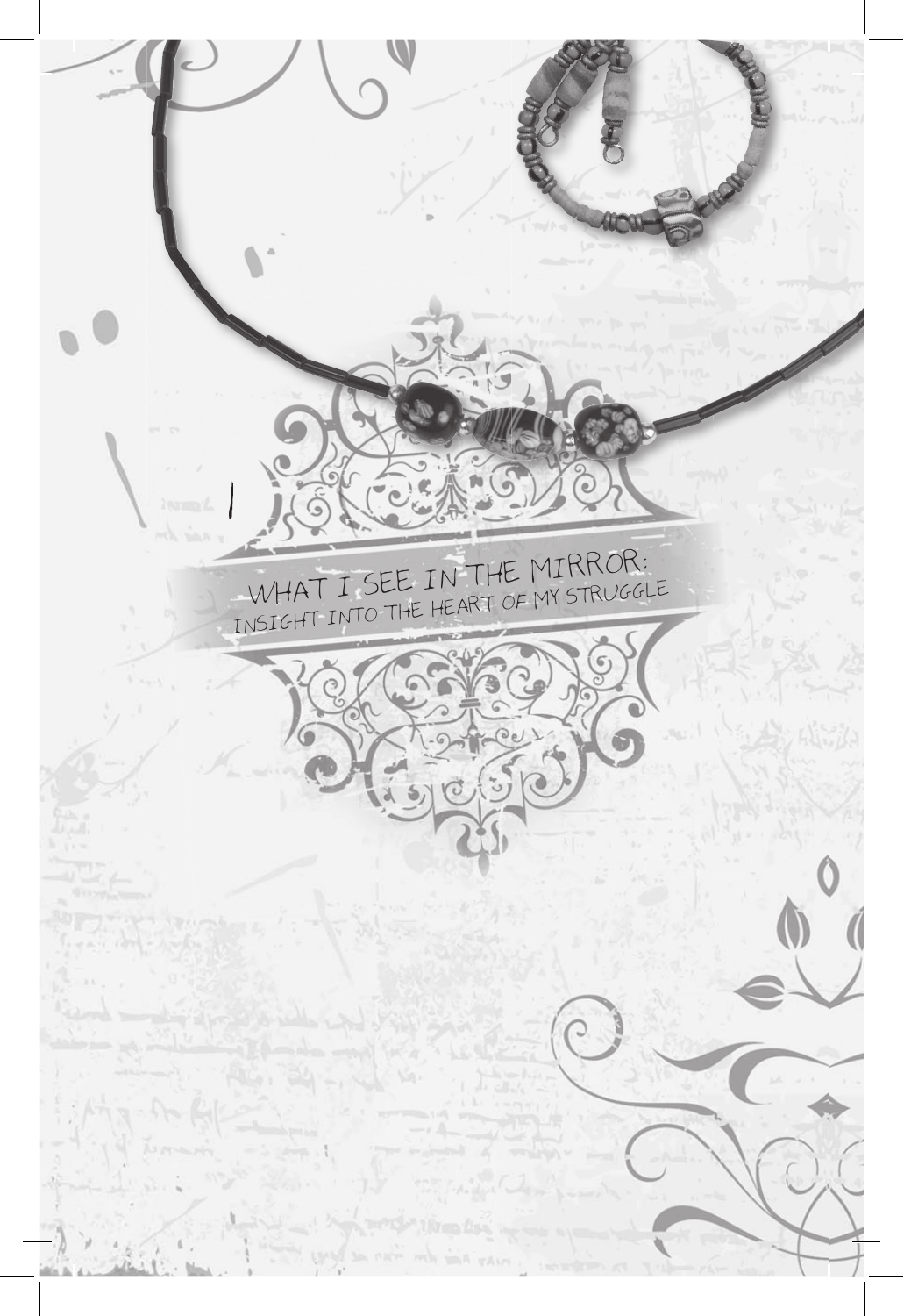# WHAT I SEE IN THE MIRROR:

## INSIGHT INTO THE HEART OF MY STRUGGLE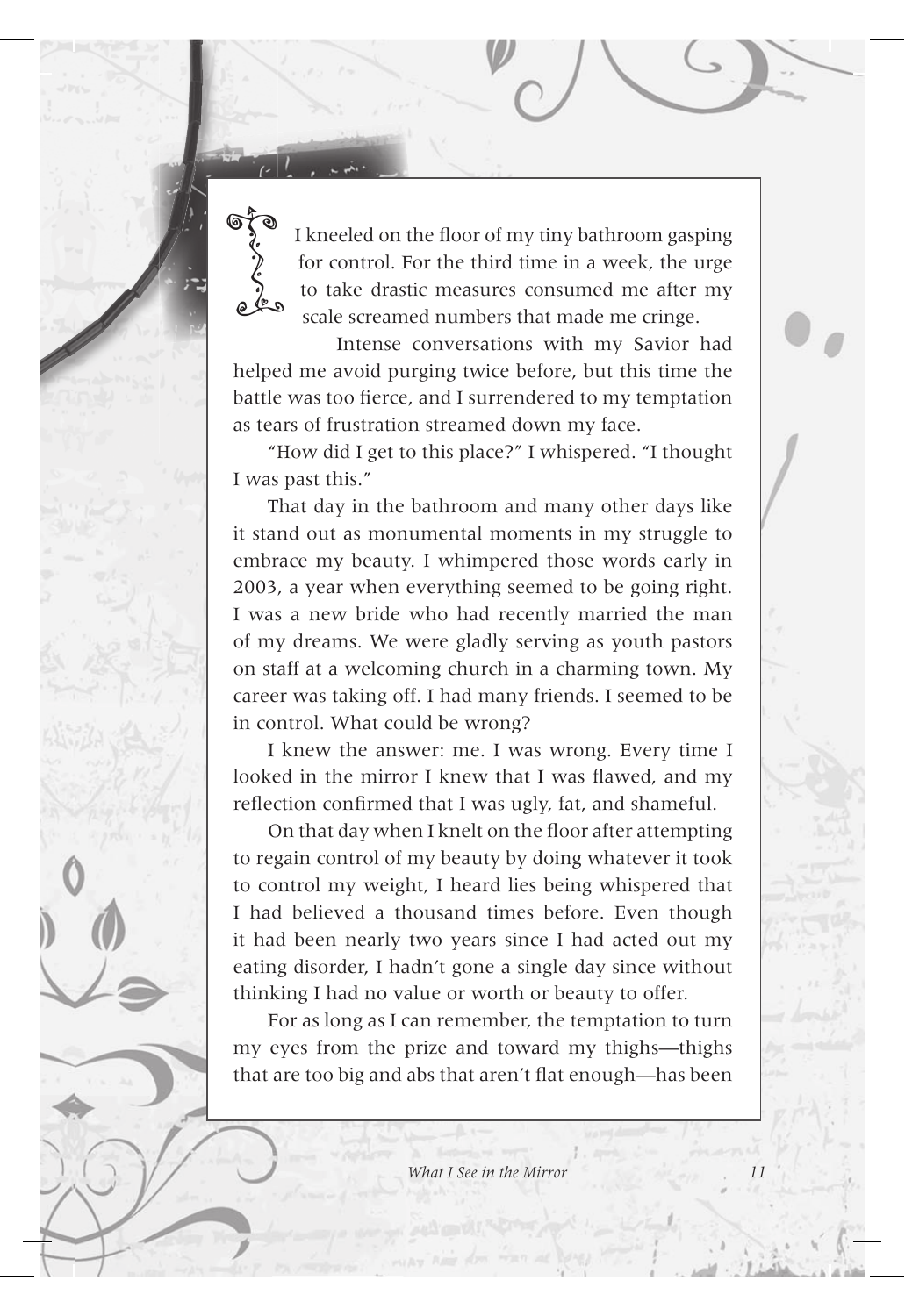I kneeled on the floor of my tiny bathroom gasping for control. For the third time in a week, the urge to take drastic measures consumed me after my scale screamed numbers that made me cringe.

Intense conversations with my Savior had helped me avoid purging twice before, but this time the battle was too fierce, and I surrendered to my temptation as tears of frustration streamed down my face.

"How did I get to this place?" I whispered. "I thought I was past this."

That day in the bathroom and many other days like it stand out as monumental moments in my struggle to embrace my beauty. I whimpered those words early in 2003, a year when everything seemed to be going right. I was a new bride who had recently married the man of my dreams. We were gladly serving as youth pastors on staff at a welcoming church in a charming town. My career was taking off. I had many friends. I seemed to be in control. What could be wrong?

I knew the answer: me. I was wrong. Every time I looked in the mirror I knew that I was flawed, and my reflection confirmed that I was ugly, fat, and shameful.

On that day when I knelt on the floor after attempting to regain control of my beauty by doing whatever it took to control my weight, I heard lies being whispered that I had believed a thousand times before. Even though it had been nearly two years since I had acted out my eating disorder, I hadn't gone a single day since without thinking I had no value or worth or beauty to offer.

For as long as I can remember, the temptation to turn my eyes from the prize and toward my thighs—thighs that are too big and abs that aren't flat enough—has been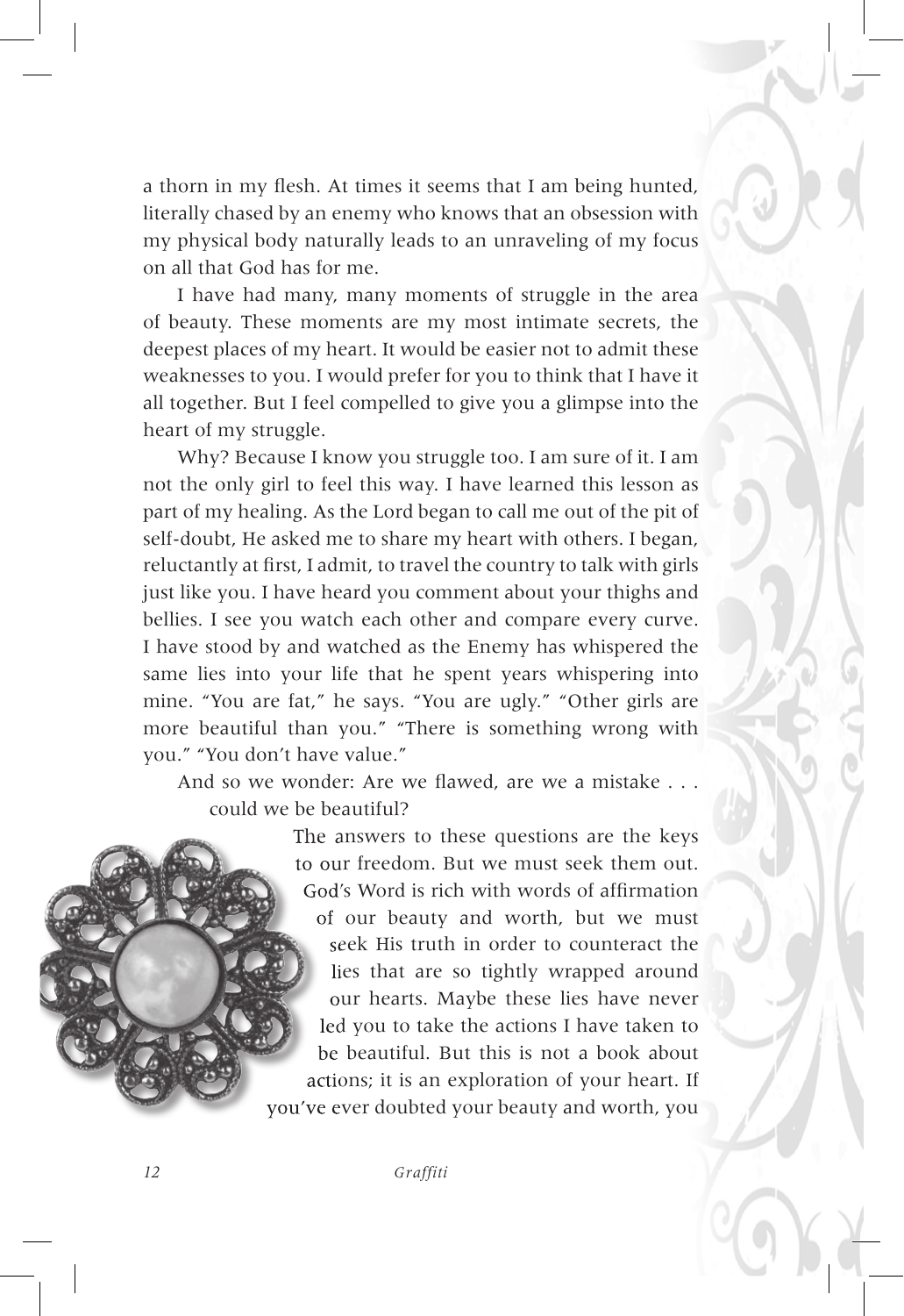a thorn in my flesh. At times it seems that I am being hunted, literally chased by an enemy who knows that an obsession with my physical body naturally leads to an unraveling of my focus on all that God has for me.

I have had many, many moments of struggle in the area of beauty. These moments are my most intimate secrets, the deepest places of my heart. It would be easier not to admit these weaknesses to you. I would prefer for you to think that I have it all together. But I feel compelled to give you a glimpse into the heart of my struggle.

Why? Because I know you struggle too. I am sure of it. I am not the only girl to feel this way. I have learned this lesson as part of my healing. As the Lord began to call me out of the pit of self-doubt, He asked me to share my heart with others. I began, reluctantly at first, I admit, to travel the country to talk with girls just like you. I have heard you comment about your thighs and bellies. I see you watch each other and compare every curve. I have stood by and watched as the Enemy has whispered the same lies into your life that he spent years whispering into mine. "You are fat," he says. "You are ugly." "Other girls are more beautiful than you." "There is something wrong with you." "You don't have value."

And so we wonder: Are we flawed, are we a mistake . . . could we be beautiful?

The answers to these questions are the keys to our freedom. But we must seek them out. God's Word is rich with words of affirmation of our beauty and worth, but we must seek His truth in order to counteract the lies that are so tightly wrapped around our hearts. Maybe these lies have never led you to take the actions I have taken to be beautiful. But this is not a book about actions; it is an exploration of your heart. If you've ever doubted your beauty and worth, you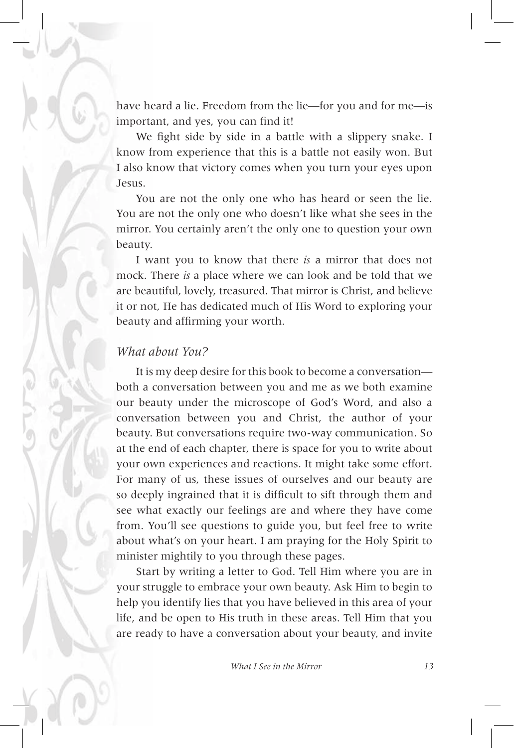have heard a lie. Freedom from the lie—for you and for me—is important, and yes, you can find it!

We fight side by side in a battle with a slippery snake. I know from experience that this is a battle not easily won. But I also know that victory comes when you turn your eyes upon Jesus.

You are not the only one who has heard or seen the lie. You are not the only one who doesn't like what she sees in the mirror. You certainly aren't the only one to question your own beauty.

I want you to know that there *is* a mirror that does not mock. There *is* a place where we can look and be told that we are beautiful, lovely, treasured. That mirror is Christ, and believe it or not, He has dedicated much of His Word to exploring your beauty and affirming your worth.

### *What about You?*

It is my deep desire for this book to become a conversation—both a conversation between you and me as we both examine our beauty under the microscope of God's Word, and also a conversation between you and Christ, the author of your beauty. But conversations require two-way communication. So at the end of each chapter, there is space for you to write about your own experiences and reactions. It might take some effort. For many of us, these issues of ourselves and our beauty are so deeply ingrained that it is difficult to sift through them and see what exactly our feelings are and where they have come from. You'll see questions to guide you, but feel free to write about what's on your heart. I am praying for the Holy Spirit to minister mightily to you through these pages.

Start by writing a letter to God. Tell Him where you are in your struggle to embrace your own beauty. Ask Him to begin to help you identify lies that you have believed in this area of your life, and be open to His truth in these areas. Tell Him that you are ready to have a conversation about your beauty, and invite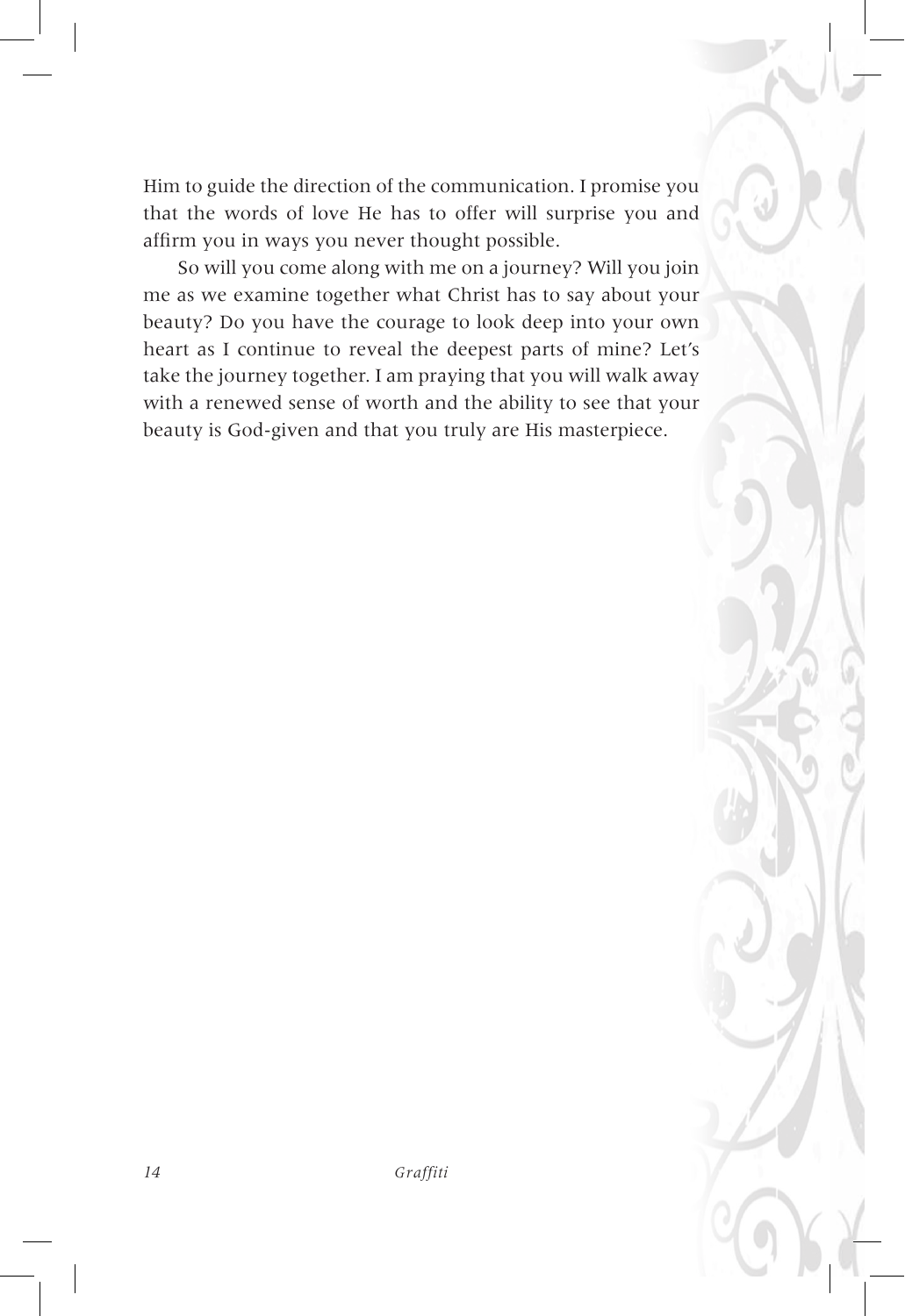Him to guide the direction of the communication. I promise you that the words of love He has to offer will surprise you and affirm you in ways you never thought possible.

So will you come along with me on a journey? Will you join me as we examine together what Christ has to say about your beauty? Do you have the courage to look deep into your own heart as I continue to reveal the deepest parts of mine? Let's take the journey together. I am praying that you will walk away with a renewed sense of worth and the ability to see that your beauty is God-given and that you truly are His masterpiece.